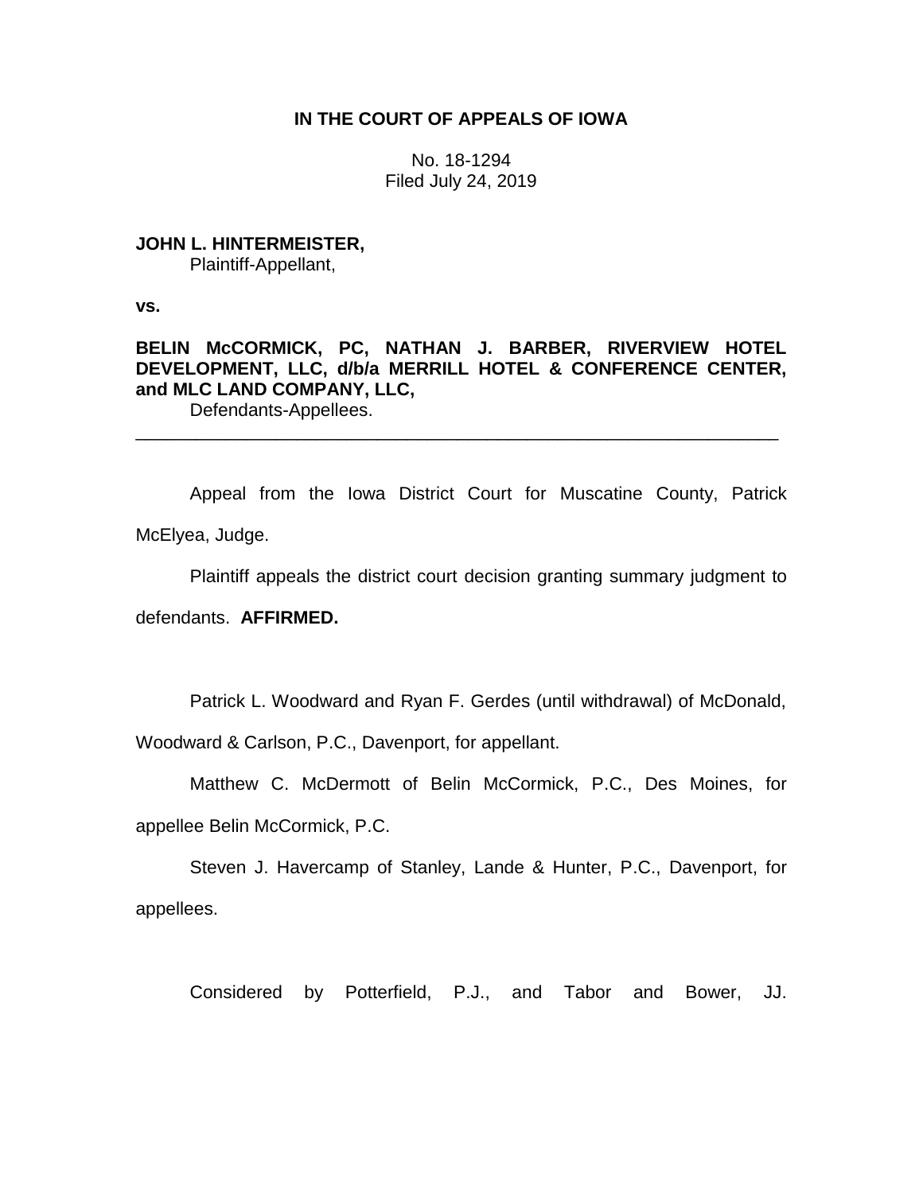**IN THE COURT OF APPEALS OF IOWA**

No. 18-1294
Filed July 24, 2019

**JOHN L. HINTERMEISTER,**
Plaintiff-Appellant,

**vs.**

**BELIN McCORMICK, PC, NATHAN J. BARBER, RIVERVIEW HOTEL DEVELOPMENT, LLC, d/b/a MERRILL HOTEL & CONFERENCE CENTER, and MLC LAND COMPANY, LLC,**
Defendants-Appellees.

---

Appeal from the Iowa District Court for Muscatine County, Patrick McElyea, Judge.

Plaintiff appeals the district court decision granting summary judgment to defendants. **AFFIRMED.**

Patrick L. Woodward and Ryan F. Gerdes (until withdrawal) of McDonald, Woodward & Carlson, P.C., Davenport, for appellant.

Matthew C. McDermott of Belin McCormick, P.C., Des Moines, for appellee Belin McCormick, P.C.

Steven J. Havercamp of Stanley, Lande & Hunter, P.C., Davenport, for appellees.

Considered by Potterfield, P.J., and Tabor and Bower, JJ.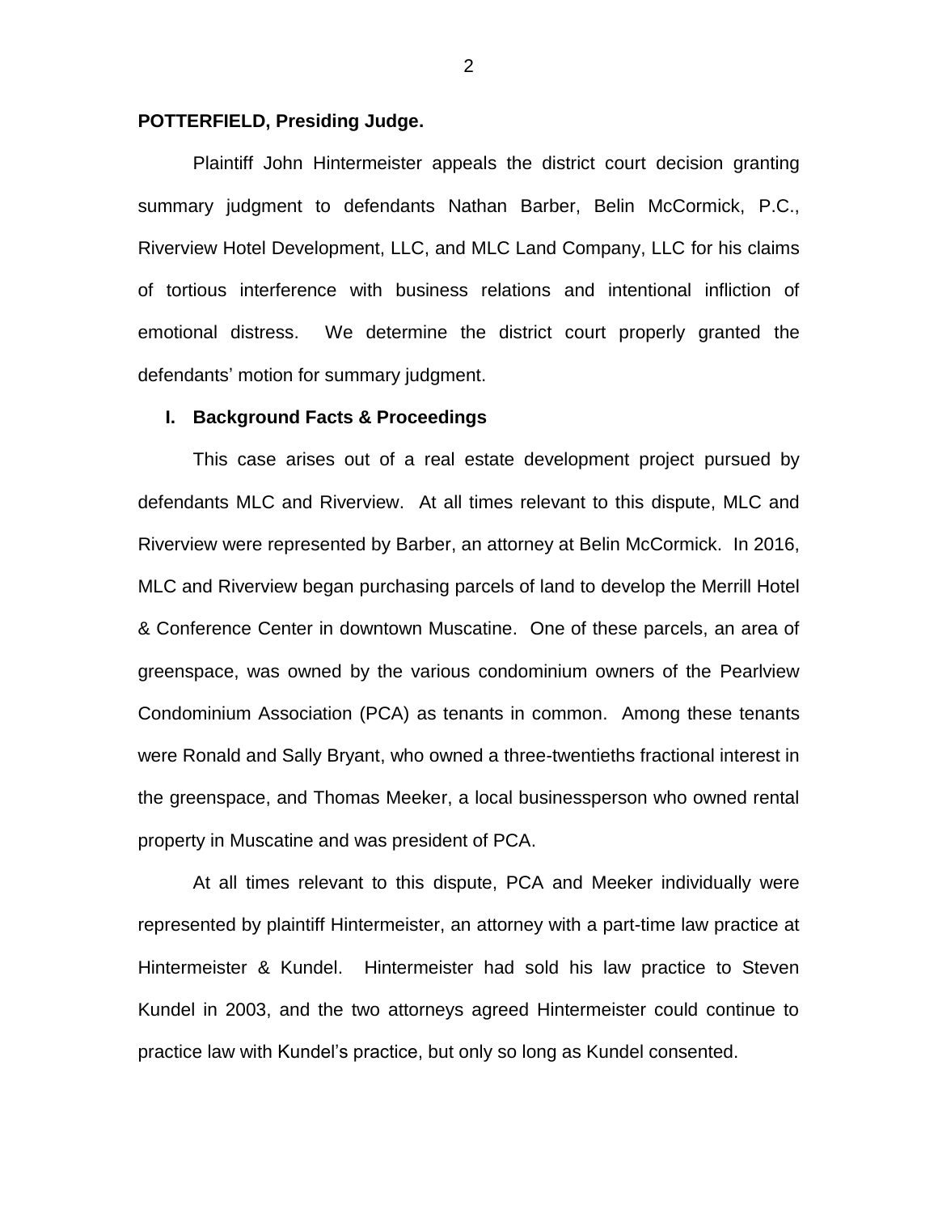**POTTERFIELD, Presiding Judge.**

Plaintiff John Hintermeister appeals the district court decision granting summary judgment to defendants Nathan Barber, Belin McCormick, P.C., Riverview Hotel Development, LLC, and MLC Land Company, LLC for his claims of tortious interference with business relations and intentional infliction of emotional distress. We determine the district court properly granted the defendants' motion for summary judgment.

## I. Background Facts & Proceedings

This case arises out of a real estate development project pursued by defendants MLC and Riverview. At all times relevant to this dispute, MLC and Riverview were represented by Barber, an attorney at Belin McCormick. In 2016, MLC and Riverview began purchasing parcels of land to develop the Merrill Hotel & Conference Center in downtown Muscatine. One of these parcels, an area of greenspace, was owned by the various condominium owners of the Pearlview Condominium Association (PCA) as tenants in common. Among these tenants were Ronald and Sally Bryant, who owned a three-twentieths fractional interest in the greenspace, and Thomas Meeker, a local businessperson who owned rental property in Muscatine and was president of PCA.

At all times relevant to this dispute, PCA and Meeker individually were represented by plaintiff Hintermeister, an attorney with a part-time law practice at Hintermeister & Kundel. Hintermeister had sold his law practice to Steven Kundel in 2003, and the two attorneys agreed Hintermeister could continue to practice law with Kundel's practice, but only so long as Kundel consented.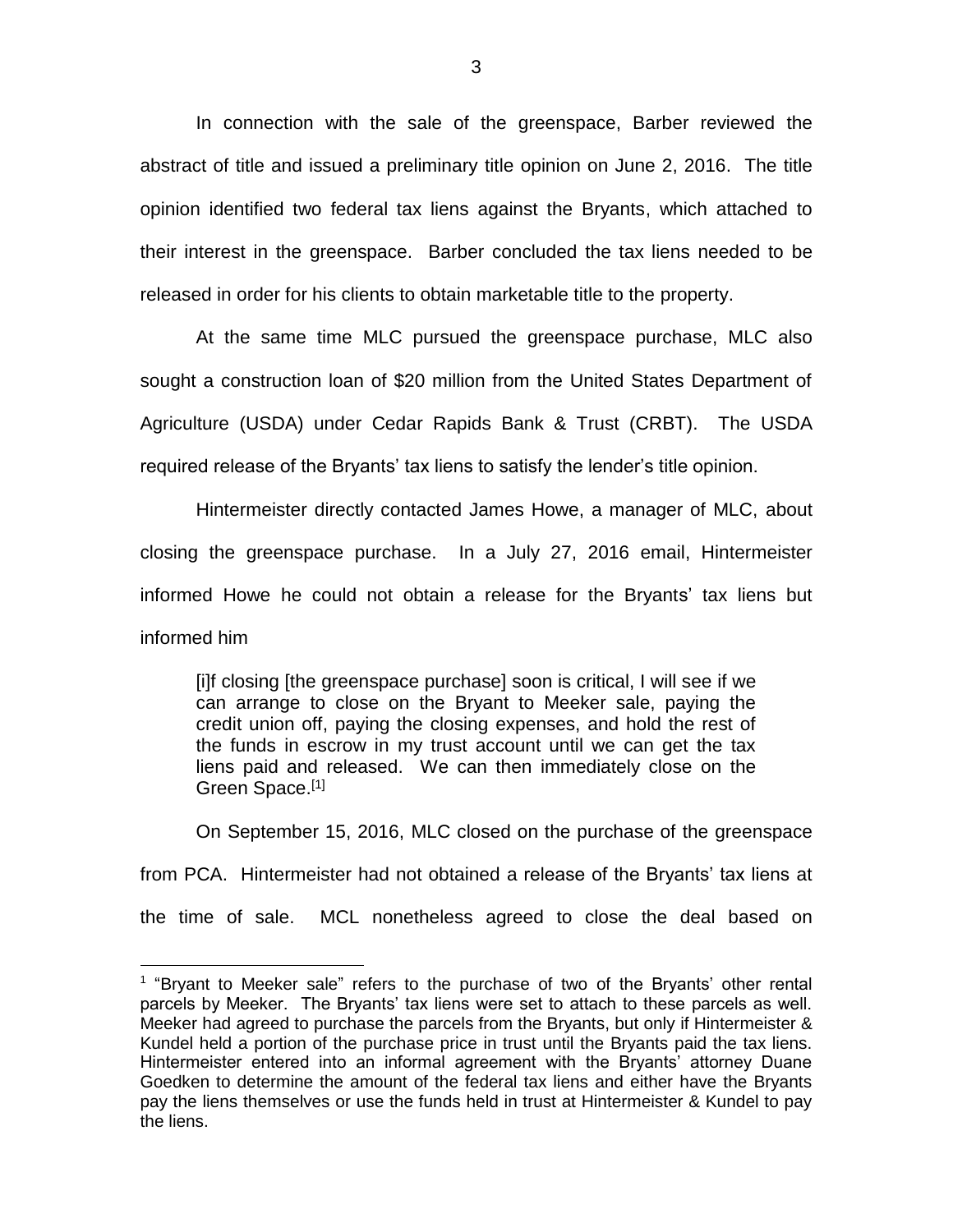In connection with the sale of the greenspace, Barber reviewed the abstract of title and issued a preliminary title opinion on June 2, 2016. The title opinion identified two federal tax liens against the Bryants, which attached to their interest in the greenspace. Barber concluded the tax liens needed to be released in order for his clients to obtain marketable title to the property.

At the same time MLC pursued the greenspace purchase, MLC also sought a construction loan of $20 million from the United States Department of Agriculture (USDA) under Cedar Rapids Bank & Trust (CRBT). The USDA required release of the Bryants' tax liens to satisfy the lender's title opinion.

Hintermeister directly contacted James Howe, a manager of MLC, about closing the greenspace purchase. In a July 27, 2016 email, Hintermeister informed Howe he could not obtain a release for the Bryants' tax liens but informed him

> [i]f closing [the greenspace purchase] soon is critical, I will see if we can arrange to close on the Bryant to Meeker sale, paying the credit union off, paying the closing expenses, and hold the rest of the funds in escrow in my trust account until we can get the tax liens paid and released. We can then immediately close on the Green Space.[1]

On September 15, 2016, MLC closed on the purchase of the greenspace from PCA. Hintermeister had not obtained a release of the Bryants' tax liens at the time of sale. MCL nonetheless agreed to close the deal based on

---

[1] "Bryant to Meeker sale" refers to the purchase of two of the Bryants' other rental parcels by Meeker. The Bryants' tax liens were set to attach to these parcels as well. Meeker had agreed to purchase the parcels from the Bryants, but only if Hintermeister & Kundel held a portion of the purchase price in trust until the Bryants paid the tax liens. Hintermeister entered into an informal agreement with the Bryants' attorney Duane Goedken to determine the amount of the federal tax liens and either have the Bryants pay the liens themselves or use the funds held in trust at Hintermeister & Kundel to pay the liens.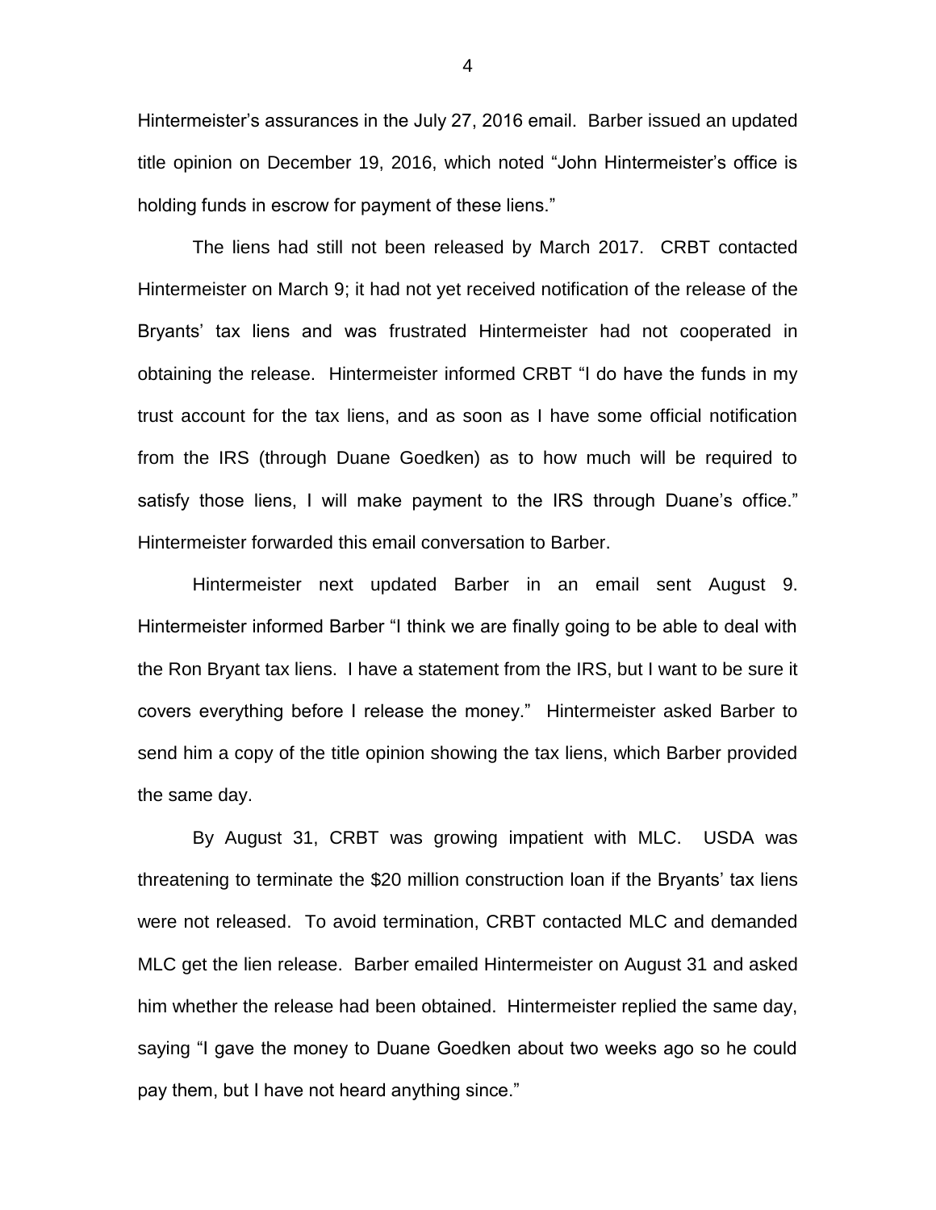Hintermeister's assurances in the July 27, 2016 email. Barber issued an updated title opinion on December 19, 2016, which noted "John Hintermeister's office is holding funds in escrow for payment of these liens."

The liens had still not been released by March 2017. CRBT contacted Hintermeister on March 9; it had not yet received notification of the release of the Bryants' tax liens and was frustrated Hintermeister had not cooperated in obtaining the release. Hintermeister informed CRBT "I do have the funds in my trust account for the tax liens, and as soon as I have some official notification from the IRS (through Duane Goedken) as to how much will be required to satisfy those liens, I will make payment to the IRS through Duane's office." Hintermeister forwarded this email conversation to Barber.

Hintermeister next updated Barber in an email sent August 9. Hintermeister informed Barber "I think we are finally going to be able to deal with the Ron Bryant tax liens. I have a statement from the IRS, but I want to be sure it covers everything before I release the money." Hintermeister asked Barber to send him a copy of the title opinion showing the tax liens, which Barber provided the same day.

By August 31, CRBT was growing impatient with MLC. USDA was threatening to terminate the $20 million construction loan if the Bryants' tax liens were not released. To avoid termination, CRBT contacted MLC and demanded MLC get the lien release. Barber emailed Hintermeister on August 31 and asked him whether the release had been obtained. Hintermeister replied the same day, saying "I gave the money to Duane Goedken about two weeks ago so he could pay them, but I have not heard anything since."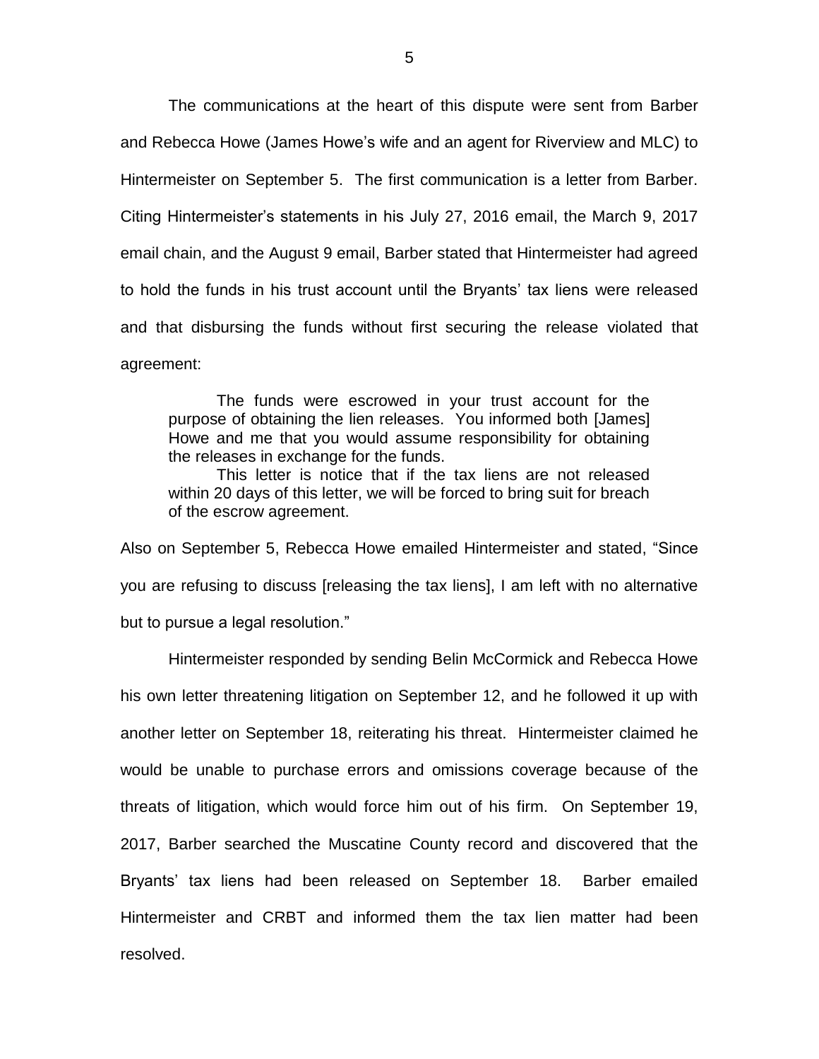The communications at the heart of this dispute were sent from Barber and Rebecca Howe (James Howe's wife and an agent for Riverview and MLC) to Hintermeister on September 5. The first communication is a letter from Barber. Citing Hintermeister's statements in his July 27, 2016 email, the March 9, 2017 email chain, and the August 9 email, Barber stated that Hintermeister had agreed to hold the funds in his trust account until the Bryants' tax liens were released and that disbursing the funds without first securing the release violated that agreement:

> The funds were escrowed in your trust account for the purpose of obtaining the lien releases. You informed both [James] Howe and me that you would assume responsibility for obtaining the releases in exchange for the funds.
>
> This letter is notice that if the tax liens are not released within 20 days of this letter, we will be forced to bring suit for breach of the escrow agreement.

Also on September 5, Rebecca Howe emailed Hintermeister and stated, "Since you are refusing to discuss [releasing the tax liens], I am left with no alternative but to pursue a legal resolution."

Hintermeister responded by sending Belin McCormick and Rebecca Howe his own letter threatening litigation on September 12, and he followed it up with another letter on September 18, reiterating his threat. Hintermeister claimed he would be unable to purchase errors and omissions coverage because of the threats of litigation, which would force him out of his firm. On September 19, 2017, Barber searched the Muscatine County record and discovered that the Bryants' tax liens had been released on September 18. Barber emailed Hintermeister and CRBT and informed them the tax lien matter had been resolved.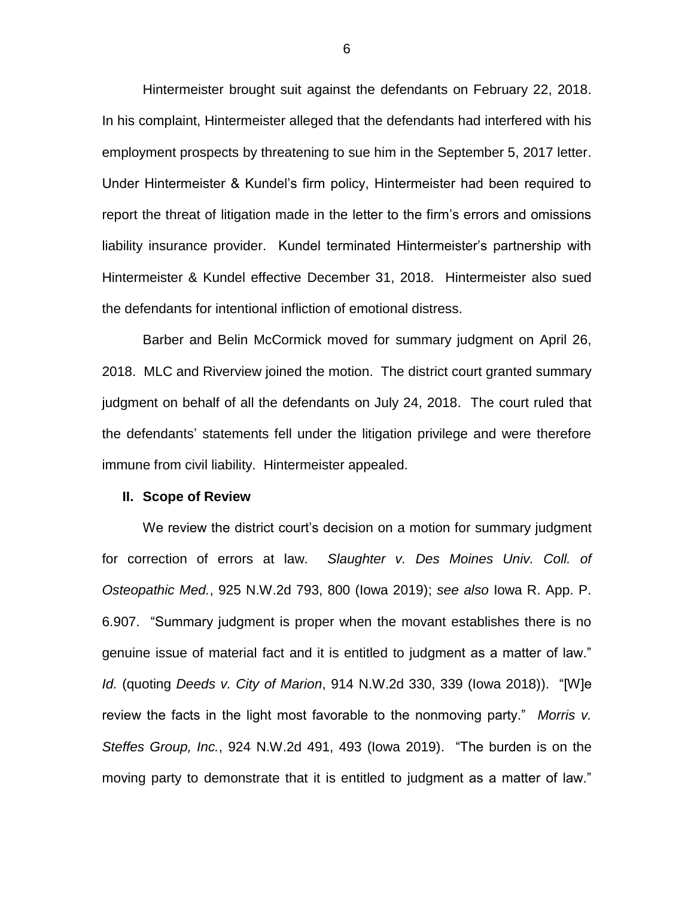Hintermeister brought suit against the defendants on February 22, 2018. In his complaint, Hintermeister alleged that the defendants had interfered with his employment prospects by threatening to sue him in the September 5, 2017 letter. Under Hintermeister & Kundel's firm policy, Hintermeister had been required to report the threat of litigation made in the letter to the firm's errors and omissions liability insurance provider. Kundel terminated Hintermeister's partnership with Hintermeister & Kundel effective December 31, 2018. Hintermeister also sued the defendants for intentional infliction of emotional distress.

Barber and Belin McCormick moved for summary judgment on April 26, 2018. MLC and Riverview joined the motion. The district court granted summary judgment on behalf of all the defendants on July 24, 2018. The court ruled that the defendants' statements fell under the litigation privilege and were therefore immune from civil liability. Hintermeister appealed.

## II. Scope of Review

We review the district court's decision on a motion for summary judgment for correction of errors at law. *Slaughter v. Des Moines Univ. Coll. of Osteopathic Med.*, 925 N.W.2d 793, 800 (Iowa 2019); *see also* Iowa R. App. P. 6.907. "Summary judgment is proper when the movant establishes there is no genuine issue of material fact and it is entitled to judgment as a matter of law." *Id.* (quoting *Deeds v. City of Marion*, 914 N.W.2d 330, 339 (Iowa 2018)). "[W]e review the facts in the light most favorable to the nonmoving party." *Morris v. Steffes Group, Inc.*, 924 N.W.2d 491, 493 (Iowa 2019). "The burden is on the moving party to demonstrate that it is entitled to judgment as a matter of law."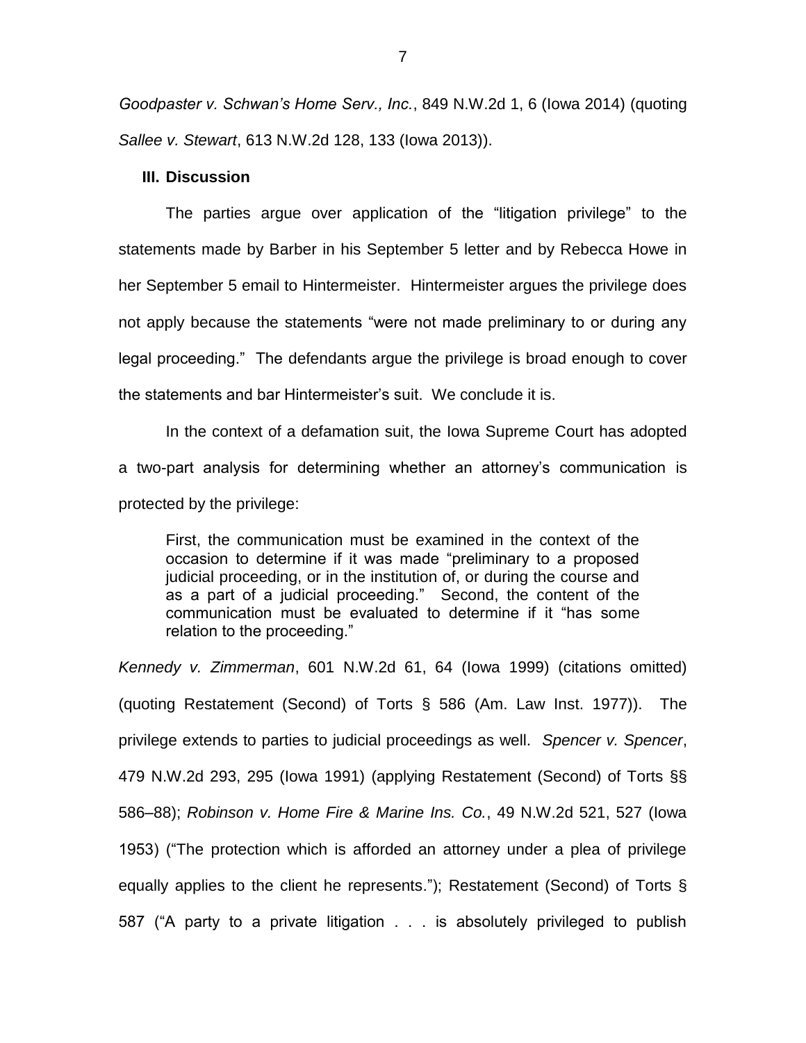*Goodpaster v. Schwan's Home Serv., Inc.*, 849 N.W.2d 1, 6 (Iowa 2014) (quoting *Sallee v. Stewart*, 613 N.W.2d 128, 133 (Iowa 2013)).

## III. Discussion

The parties argue over application of the "litigation privilege" to the statements made by Barber in his September 5 letter and by Rebecca Howe in her September 5 email to Hintermeister. Hintermeister argues the privilege does not apply because the statements "were not made preliminary to or during any legal proceeding." The defendants argue the privilege is broad enough to cover the statements and bar Hintermeister's suit. We conclude it is.

In the context of a defamation suit, the Iowa Supreme Court has adopted a two-part analysis for determining whether an attorney's communication is protected by the privilege:

> First, the communication must be examined in the context of the occasion to determine if it was made "preliminary to a proposed judicial proceeding, or in the institution of, or during the course and as a part of a judicial proceeding." Second, the content of the communication must be evaluated to determine if it "has some relation to the proceeding."

*Kennedy v. Zimmerman*, 601 N.W.2d 61, 64 (Iowa 1999) (citations omitted) (quoting Restatement (Second) of Torts § 586 (Am. Law Inst. 1977)). The privilege extends to parties to judicial proceedings as well. *Spencer v. Spencer*, 479 N.W.2d 293, 295 (Iowa 1991) (applying Restatement (Second) of Torts §§ 586–88); *Robinson v. Home Fire & Marine Ins. Co.*, 49 N.W.2d 521, 527 (Iowa 1953) ("The protection which is afforded an attorney under a plea of privilege equally applies to the client he represents."); Restatement (Second) of Torts § 587 ("A party to a private litigation . . . is absolutely privileged to publish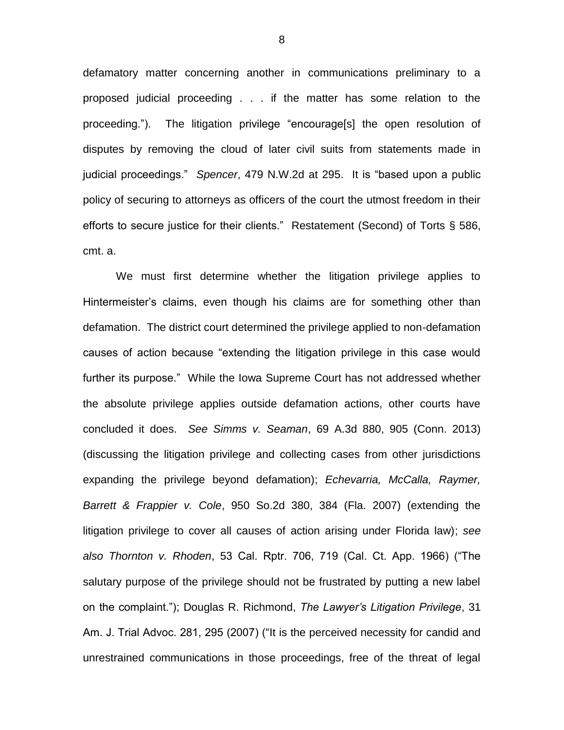defamatory matter concerning another in communications preliminary to a proposed judicial proceeding . . . if the matter has some relation to the proceeding."). The litigation privilege "encourage[s] the open resolution of disputes by removing the cloud of later civil suits from statements made in judicial proceedings." *Spencer*, 479 N.W.2d at 295. It is "based upon a public policy of securing to attorneys as officers of the court the utmost freedom in their efforts to secure justice for their clients." Restatement (Second) of Torts § 586, cmt. a.

We must first determine whether the litigation privilege applies to Hintermeister's claims, even though his claims are for something other than defamation. The district court determined the privilege applied to non-defamation causes of action because "extending the litigation privilege in this case would further its purpose." While the Iowa Supreme Court has not addressed whether the absolute privilege applies outside defamation actions, other courts have concluded it does. *See Simms v. Seaman*, 69 A.3d 880, 905 (Conn. 2013) (discussing the litigation privilege and collecting cases from other jurisdictions expanding the privilege beyond defamation); *Echevarria, McCalla, Raymer, Barrett & Frappier v. Cole*, 950 So.2d 380, 384 (Fla. 2007) (extending the litigation privilege to cover all causes of action arising under Florida law); *see also Thornton v. Rhoden*, 53 Cal. Rptr. 706, 719 (Cal. Ct. App. 1966) ("The salutary purpose of the privilege should not be frustrated by putting a new label on the complaint."); Douglas R. Richmond, *The Lawyer's Litigation Privilege*, 31 Am. J. Trial Advoc. 281, 295 (2007) ("It is the perceived necessity for candid and unrestrained communications in those proceedings, free of the threat of legal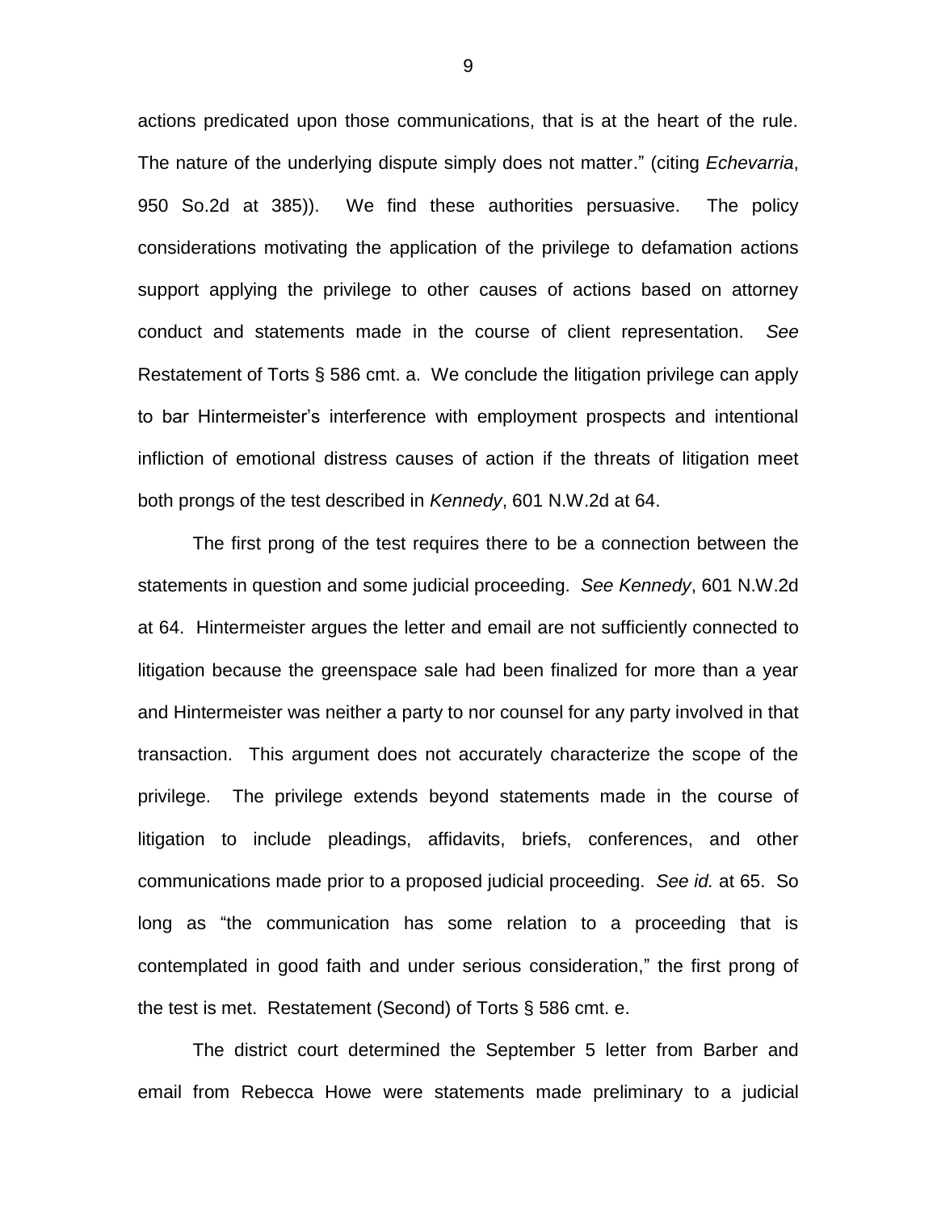actions predicated upon those communications, that is at the heart of the rule. The nature of the underlying dispute simply does not matter." (citing *Echevarria*, 950 So.2d at 385)). We find these authorities persuasive. The policy considerations motivating the application of the privilege to defamation actions support applying the privilege to other causes of actions based on attorney conduct and statements made in the course of client representation. *See* Restatement of Torts § 586 cmt. a. We conclude the litigation privilege can apply to bar Hintermeister's interference with employment prospects and intentional infliction of emotional distress causes of action if the threats of litigation meet both prongs of the test described in *Kennedy*, 601 N.W.2d at 64.

The first prong of the test requires there to be a connection between the statements in question and some judicial proceeding. *See Kennedy*, 601 N.W.2d at 64. Hintermeister argues the letter and email are not sufficiently connected to litigation because the greenspace sale had been finalized for more than a year and Hintermeister was neither a party to nor counsel for any party involved in that transaction. This argument does not accurately characterize the scope of the privilege. The privilege extends beyond statements made in the course of litigation to include pleadings, affidavits, briefs, conferences, and other communications made prior to a proposed judicial proceeding. *See id.* at 65. So long as "the communication has some relation to a proceeding that is contemplated in good faith and under serious consideration," the first prong of the test is met. Restatement (Second) of Torts § 586 cmt. e.

The district court determined the September 5 letter from Barber and email from Rebecca Howe were statements made preliminary to a judicial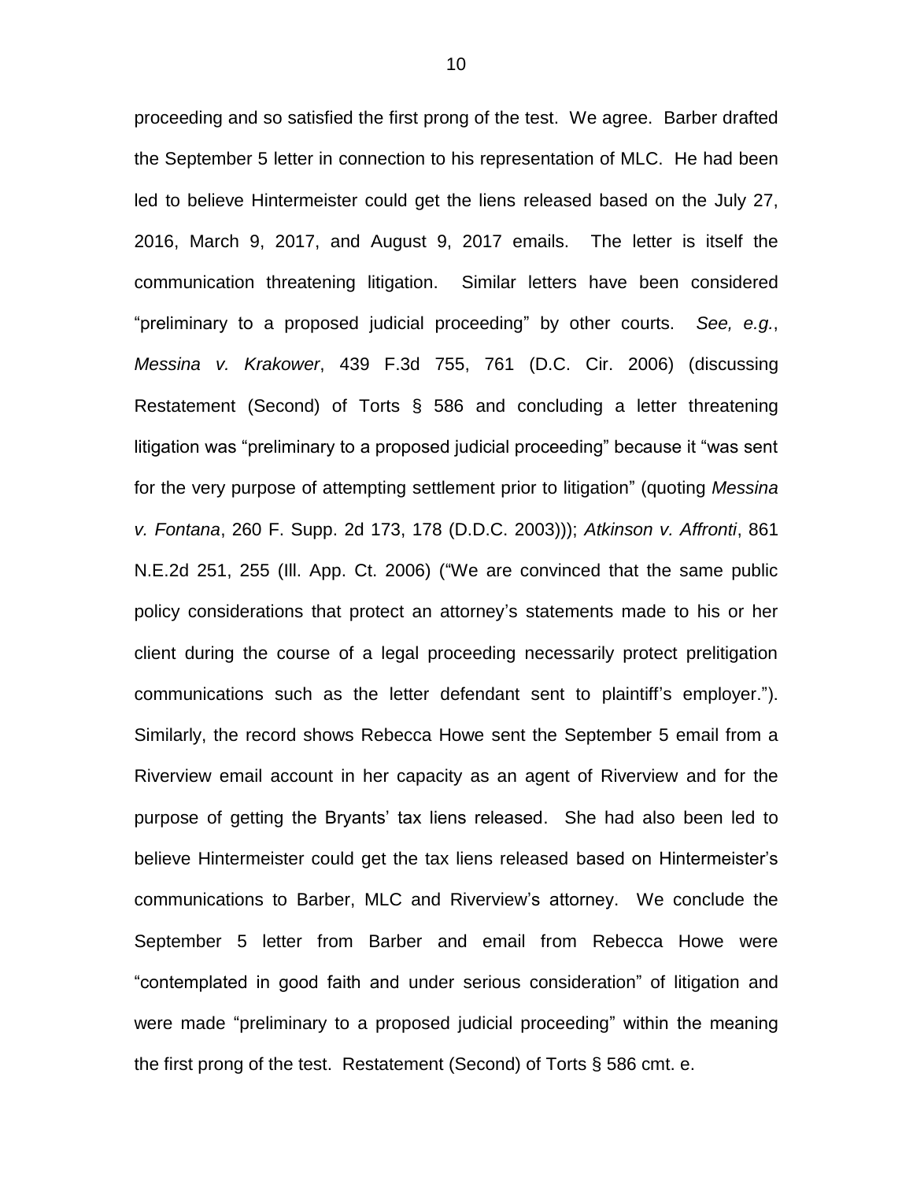proceeding and so satisfied the first prong of the test. We agree. Barber drafted the September 5 letter in connection to his representation of MLC. He had been led to believe Hintermeister could get the liens released based on the July 27, 2016, March 9, 2017, and August 9, 2017 emails. The letter is itself the communication threatening litigation. Similar letters have been considered "preliminary to a proposed judicial proceeding" by other courts. *See, e.g.*, *Messina v. Krakower*, 439 F.3d 755, 761 (D.C. Cir. 2006) (discussing Restatement (Second) of Torts § 586 and concluding a letter threatening litigation was "preliminary to a proposed judicial proceeding" because it "was sent for the very purpose of attempting settlement prior to litigation" (quoting *Messina v. Fontana*, 260 F. Supp. 2d 173, 178 (D.D.C. 2003))); *Atkinson v. Affronti*, 861 N.E.2d 251, 255 (Ill. App. Ct. 2006) ("We are convinced that the same public policy considerations that protect an attorney's statements made to his or her client during the course of a legal proceeding necessarily protect prelitigation communications such as the letter defendant sent to plaintiff's employer."). Similarly, the record shows Rebecca Howe sent the September 5 email from a Riverview email account in her capacity as an agent of Riverview and for the purpose of getting the Bryants' tax liens released. She had also been led to believe Hintermeister could get the tax liens released based on Hintermeister's communications to Barber, MLC and Riverview's attorney. We conclude the September 5 letter from Barber and email from Rebecca Howe were "contemplated in good faith and under serious consideration" of litigation and were made "preliminary to a proposed judicial proceeding" within the meaning the first prong of the test. Restatement (Second) of Torts § 586 cmt. e.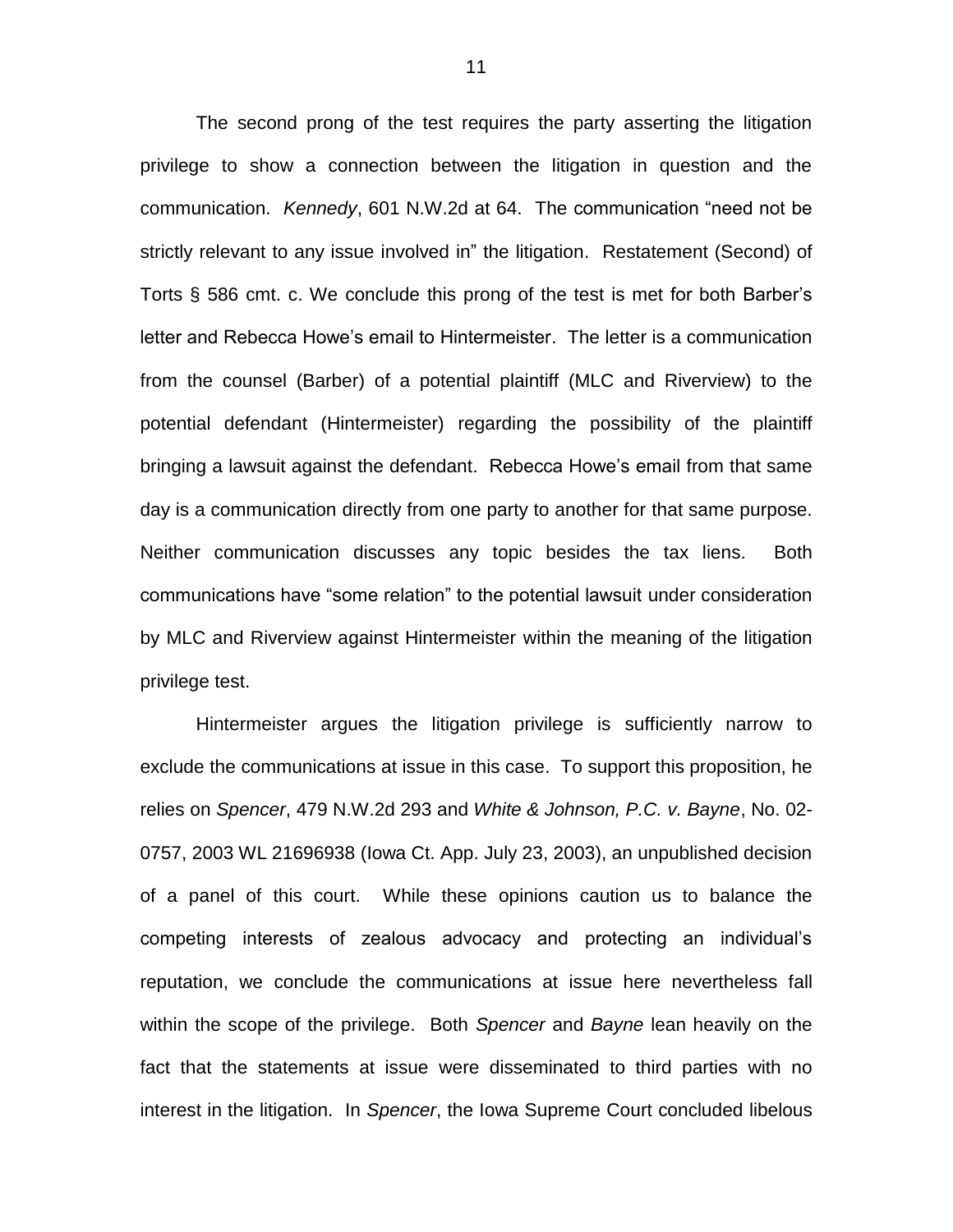The second prong of the test requires the party asserting the litigation privilege to show a connection between the litigation in question and the communication. *Kennedy*, 601 N.W.2d at 64. The communication "need not be strictly relevant to any issue involved in" the litigation. Restatement (Second) of Torts § 586 cmt. c. We conclude this prong of the test is met for both Barber's letter and Rebecca Howe's email to Hintermeister. The letter is a communication from the counsel (Barber) of a potential plaintiff (MLC and Riverview) to the potential defendant (Hintermeister) regarding the possibility of the plaintiff bringing a lawsuit against the defendant. Rebecca Howe's email from that same day is a communication directly from one party to another for that same purpose. Neither communication discusses any topic besides the tax liens. Both communications have "some relation" to the potential lawsuit under consideration by MLC and Riverview against Hintermeister within the meaning of the litigation privilege test.

Hintermeister argues the litigation privilege is sufficiently narrow to exclude the communications at issue in this case. To support this proposition, he relies on *Spencer*, 479 N.W.2d 293 and *White & Johnson, P.C. v. Bayne*, No. 02-0757, 2003 WL 21696938 (Iowa Ct. App. July 23, 2003), an unpublished decision of a panel of this court. While these opinions caution us to balance the competing interests of zealous advocacy and protecting an individual's reputation, we conclude the communications at issue here nevertheless fall within the scope of the privilege. Both *Spencer* and *Bayne* lean heavily on the fact that the statements at issue were disseminated to third parties with no interest in the litigation. In *Spencer*, the Iowa Supreme Court concluded libelous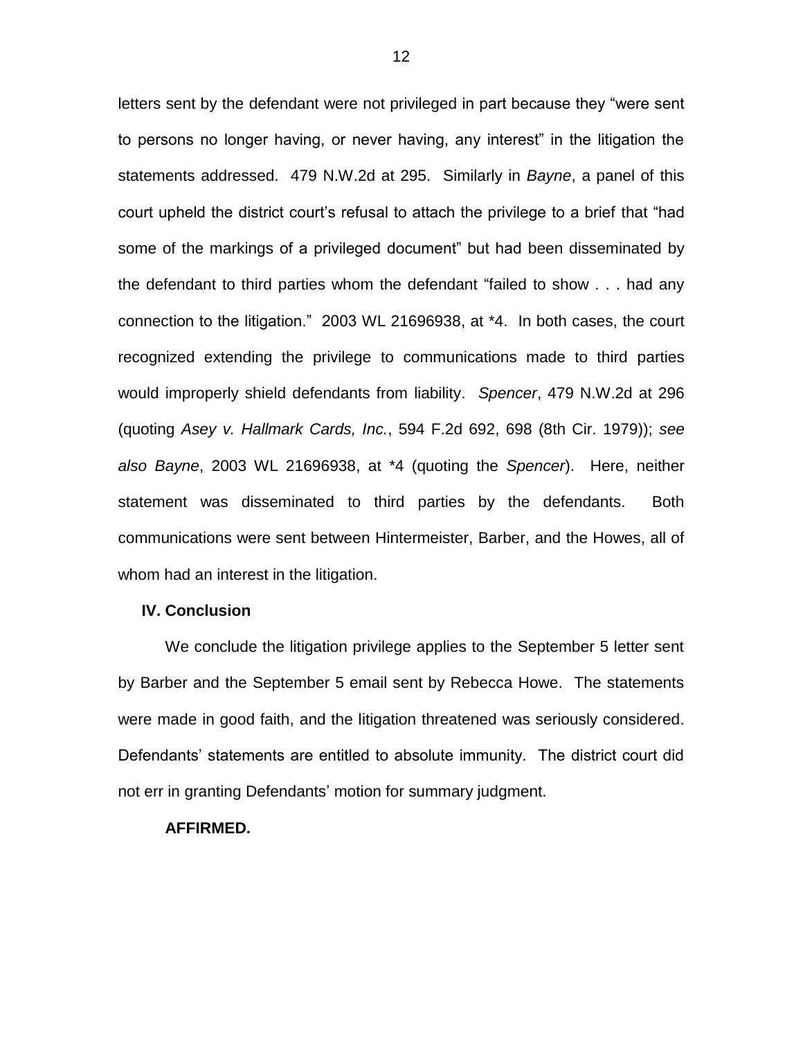letters sent by the defendant were not privileged in part because they "were sent to persons no longer having, or never having, any interest" in the litigation the statements addressed. 479 N.W.2d at 295. Similarly in *Bayne*, a panel of this court upheld the district court's refusal to attach the privilege to a brief that "had some of the markings of a privileged document" but had been disseminated by the defendant to third parties whom the defendant "failed to show . . . had any connection to the litigation." 2003 WL 21696938, at *4. In both cases, the court recognized extending the privilege to communications made to third parties would improperly shield defendants from liability. *Spencer*, 479 N.W.2d at 296 (quoting *Asey v. Hallmark Cards, Inc.*, 594 F.2d 692, 698 (8th Cir. 1979)); *see also Bayne*, 2003 WL 21696938, at *4 (quoting the *Spencer*). Here, neither statement was disseminated to third parties by the defendants. Both communications were sent between Hintermeister, Barber, and the Howes, all of whom had an interest in the litigation.

**IV. Conclusion**

We conclude the litigation privilege applies to the September 5 letter sent by Barber and the September 5 email sent by Rebecca Howe. The statements were made in good faith, and the litigation threatened was seriously considered. Defendants' statements are entitled to absolute immunity. The district court did not err in granting Defendants' motion for summary judgment.

**AFFIRMED.**